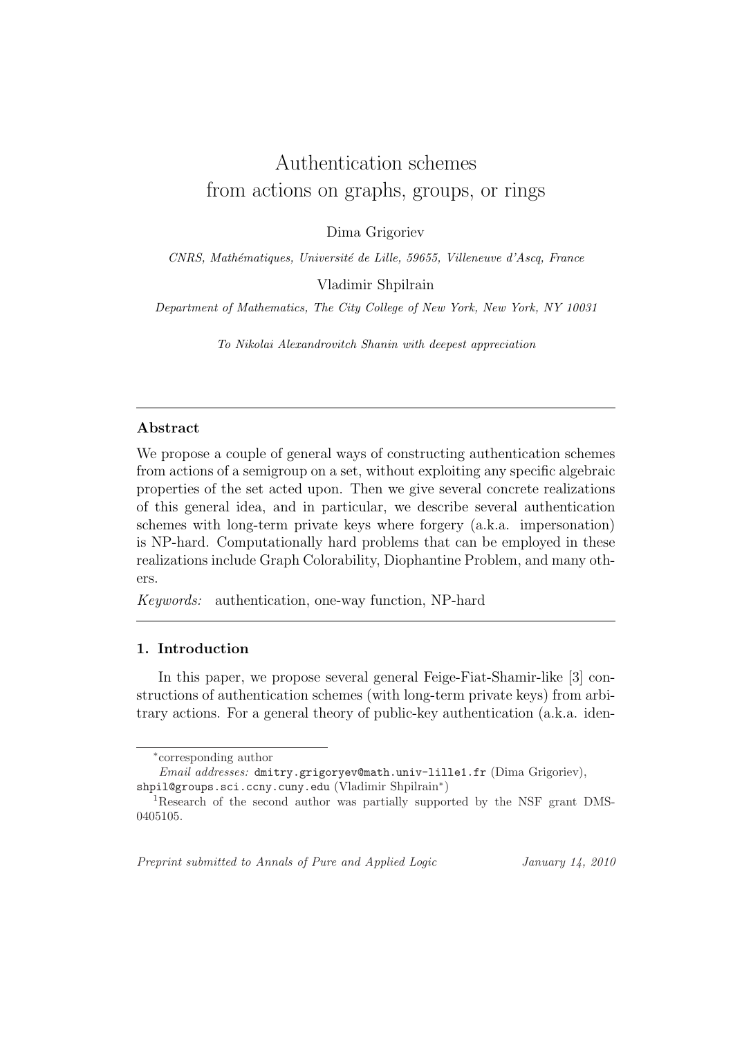# Authentication schemes from actions on graphs, groups, or rings

Dima Grigoriev

*CNRS, Mathématiques, Université de Lille, 59655, Villeneuve d'Ascq, France*

Vladimir Shpilrain

*Department of Mathematics, The City College of New York, New York, NY 10031*

*To Nikolai Alexandrovitch Shanin with deepest appreciation*

---

**Abstract**

We propose a couple of general ways of constructing authentication schemes from actions of a semigroup on a set, without exploiting any specific algebraic properties of the set acted upon. Then we give several concrete realizations of this general idea, and in particular, we describe several authentication schemes with long-term private keys where forgery (a.k.a. impersonation) is NP-hard. Computationally hard problems that can be employed in these realizations include Graph Colorability, Diophantine Problem, and many others.

*Keywords:* authentication, one-way function, NP-hard

---

## 1. Introduction

In this paper, we propose several general Feige-Fiat-Shamir-like [3] constructions of authentication schemes (with long-term private keys) from arbitrary actions. For a general theory of public-key authentication (a.k.a. iden-

---

*corresponding author

*Email addresses:* dmitry.grigoryev@math.univ-lille1.fr (Dima Grigoriev), shpil@groups.sci.ccny.cuny.edu (Vladimir Shpilrain*)

[1]Research of the second author was partially supported by the NSF grant DMS-0405105.

*Preprint submitted to Annals of Pure and Applied Logic* *January 14, 2010*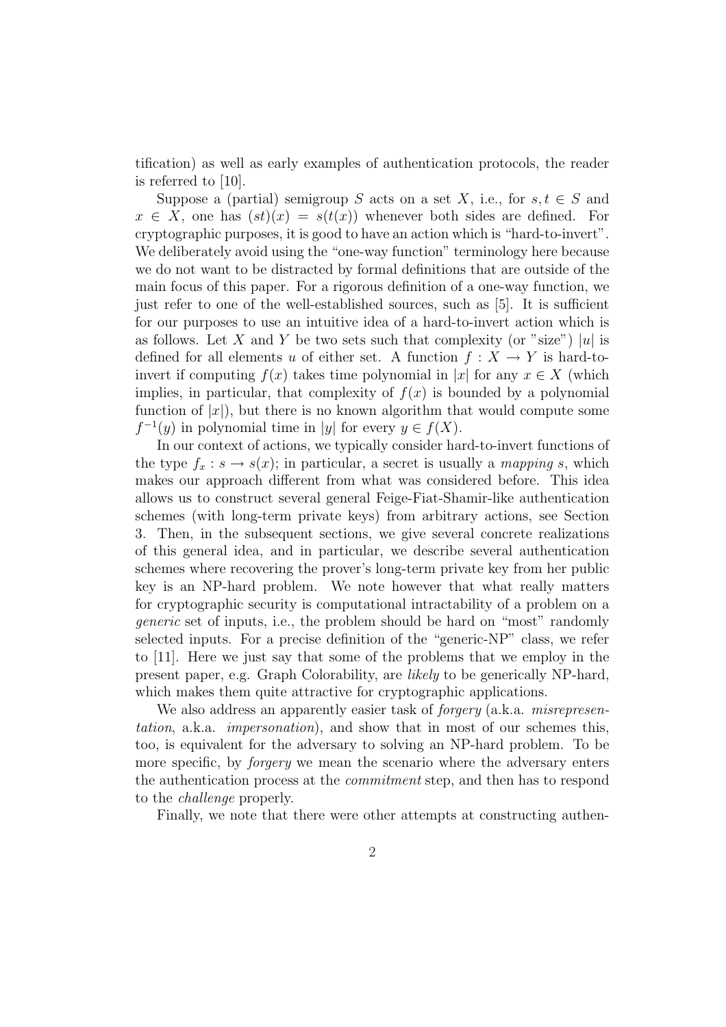tification) as well as early examples of authentication protocols, the reader is referred to [10].

Suppose a (partial) semigroup $S$ acts on a set $X$, i.e., for $s, t \in S$ and $x \in X$, one has $(st)(x) = s(t(x))$ whenever both sides are defined. For cryptographic purposes, it is good to have an action which is "hard-to-invert". We deliberately avoid using the "one-way function" terminology here because we do not want to be distracted by formal definitions that are outside of the main focus of this paper. For a rigorous definition of a one-way function, we just refer to one of the well-established sources, such as [5]. It is sufficient for our purposes to use an intuitive idea of a hard-to-invert action which is as follows. Let $X$ and $Y$ be two sets such that complexity (or "size") $|u|$ is defined for all elements $u$ of either set. A function $f : X \to Y$ is hard-to-invert if computing $f(x)$ takes time polynomial in $|x|$ for any $x \in X$ (which implies, in particular, that complexity of $f(x)$ is bounded by a polynomial function of $|x|$), but there is no known algorithm that would compute some $f^{-1}(y)$ in polynomial time in $|y|$ for every $y \in f(X)$.

In our context of actions, we typically consider hard-to-invert functions of the type $f_x : s \to s(x)$; in particular, a secret is usually a *mapping* $s$, which makes our approach different from what was considered before. This idea allows us to construct several general Feige-Fiat-Shamir-like authentication schemes (with long-term private keys) from arbitrary actions, see Section 3. Then, in the subsequent sections, we give several concrete realizations of this general idea, and in particular, we describe several authentication schemes where recovering the prover's long-term private key from her public key is an NP-hard problem. We note however that what really matters for cryptographic security is computational intractability of a problem on a *generic* set of inputs, i.e., the problem should be hard on "most" randomly selected inputs. For a precise definition of the "generic-NP" class, we refer to [11]. Here we just say that some of the problems that we employ in the present paper, e.g. Graph Colorability, are *likely* to be generically NP-hard, which makes them quite attractive for cryptographic applications.

We also address an apparently easier task of *forgery* (a.k.a. *misrepresentation*, a.k.a. *impersonation*), and show that in most of our schemes this, too, is equivalent for the adversary to solving an NP-hard problem. To be more specific, by *forgery* we mean the scenario where the adversary enters the authentication process at the *commitment* step, and then has to respond to the *challenge* properly.

Finally, we note that there were other attempts at constructing authen-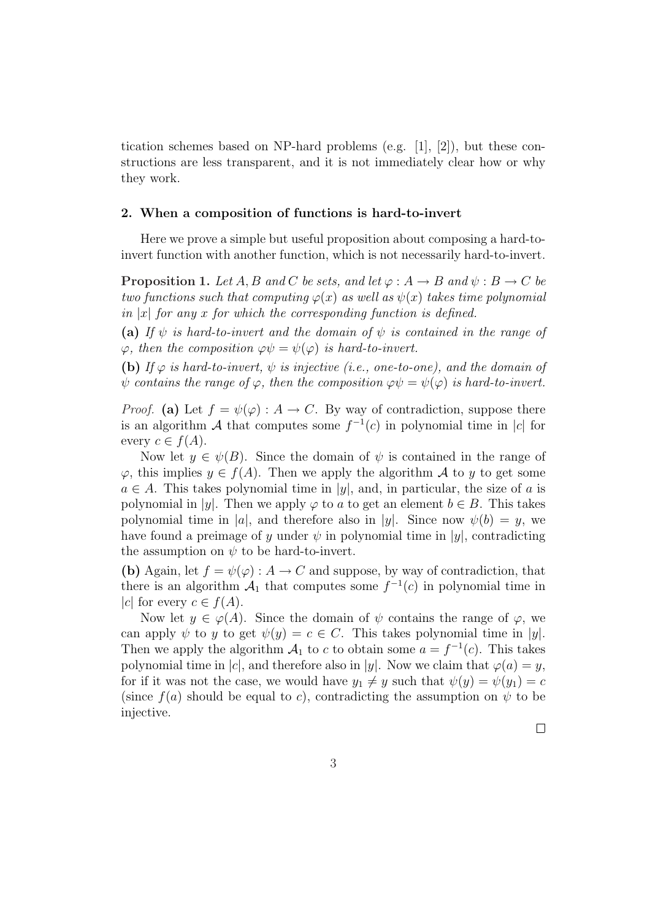tication schemes based on NP-hard problems (e.g. [1], [2]), but these constructions are less transparent, and it is not immediately clear how or why they work.

## 2. When a composition of functions is hard-to-invert

Here we prove a simple but useful proposition about composing a hard-to-invert function with another function, which is not necessarily hard-to-invert.

**Proposition 1.** *Let $A, B$ and $C$ be sets, and let $\varphi : A \to B$ and $\psi : B \to C$ be two functions such that computing $\varphi(x)$ as well as $\psi(x)$ takes time polynomial in $|x|$ for any $x$ for which the corresponding function is defined.*

**(a)** *If $\psi$ is hard-to-invert and the domain of $\psi$ is contained in the range of $\varphi$, then the composition $\varphi\psi = \psi(\varphi)$ is hard-to-invert.*

**(b)** *If $\varphi$ is hard-to-invert, $\psi$ is injective (i.e., one-to-one), and the domain of $\psi$ contains the range of $\varphi$, then the composition $\varphi\psi = \psi(\varphi)$ is hard-to-invert.*

*Proof.* **(a)** Let $f = \psi(\varphi) : A \to C$. By way of contradiction, suppose there is an algorithm $\mathcal{A}$ that computes some $f^{-1}(c)$ in polynomial time in $|c|$ for every $c \in f(A)$.

Now let $y \in \psi(B)$. Since the domain of $\psi$ is contained in the range of $\varphi$, this implies $y \in f(A)$. Then we apply the algorithm $\mathcal{A}$ to $y$ to get some $a \in A$. This takes polynomial time in $|y|$, and, in particular, the size of $a$ is polynomial in $|y|$. Then we apply $\varphi$ to $a$ to get an element $b \in B$. This takes polynomial time in $|a|$, and therefore also in $|y|$. Since now $\psi(b) = y$, we have found a preimage of $y$ under $\psi$ in polynomial time in $|y|$, contradicting the assumption on $\psi$ to be hard-to-invert.

**(b)** Again, let $f = \psi(\varphi) : A \to C$ and suppose, by way of contradiction, that there is an algorithm $\mathcal{A}_1$ that computes some $f^{-1}(c)$ in polynomial time in $|c|$ for every $c \in f(A)$.

Now let $y \in \varphi(A)$. Since the domain of $\psi$ contains the range of $\varphi$, we can apply $\psi$ to $y$ to get $\psi(y) = c \in C$. This takes polynomial time in $|y|$. Then we apply the algorithm $\mathcal{A}_1$ to $c$ to obtain some $a = f^{-1}(c)$. This takes polynomial time in $|c|$, and therefore also in $|y|$. Now we claim that $\varphi(a) = y$, for if it was not the case, we would have $y_1 \neq y$ such that $\psi(y) = \psi(y_1) = c$ (since $f(a)$ should be equal to $c$), contradicting the assumption on $\psi$ to be injective.

□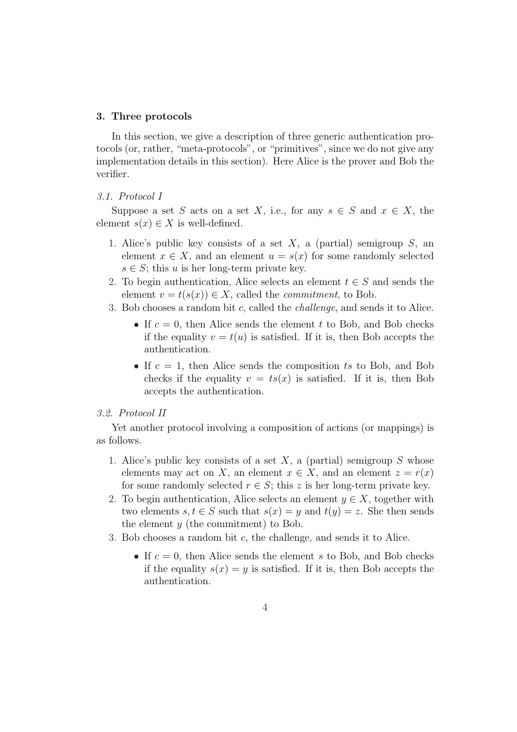## 3. Three protocols

In this section, we give a description of three generic authentication protocols (or, rather, "meta-protocols", or "primitives", since we do not give any implementation details in this section). Here Alice is the prover and Bob the verifier.

### *3.1. Protocol I*

Suppose a set $S$ acts on a set $X$, i.e., for any $s \in S$ and $x \in X$, the element $s(x) \in X$ is well-defined.

1. Alice's public key consists of a set $X$, a (partial) semigroup $S$, an element $x \in X$, and an element $u = s(x)$ for some randomly selected $s \in S$; this $u$ is her long-term private key.
2. To begin authentication, Alice selects an element $t \in S$ and sends the element $v = t(s(x)) \in X$, called the *commitment*, to Bob.
3. Bob chooses a random bit $c$, called the *challenge*, and sends it to Alice.
   - If $c = 0$, then Alice sends the element $t$ to Bob, and Bob checks if the equality $v = t(u)$ is satisfied. If it is, then Bob accepts the authentication.
   - If $c = 1$, then Alice sends the composition $ts$ to Bob, and Bob checks if the equality $v = ts(x)$ is satisfied. If it is, then Bob accepts the authentication.

### *3.2. Protocol II*

Yet another protocol involving a composition of actions (or mappings) is as follows.

1. Alice's public key consists of a set $X$, a (partial) semigroup $S$ whose elements may act on $X$, an element $x \in X$, and an element $z = r(x)$ for some randomly selected $r \in S$; this $z$ is her long-term private key.
2. To begin authentication, Alice selects an element $y \in X$, together with two elements $s, t \in S$ such that $s(x) = y$ and $t(y) = z$. She then sends the element $y$ (the commitment) to Bob.
3. Bob chooses a random bit $c$, the challenge, and sends it to Alice.
   - If $c = 0$, then Alice sends the element $s$ to Bob, and Bob checks if the equality $s(x) = y$ is satisfied. If it is, then Bob accepts the authentication.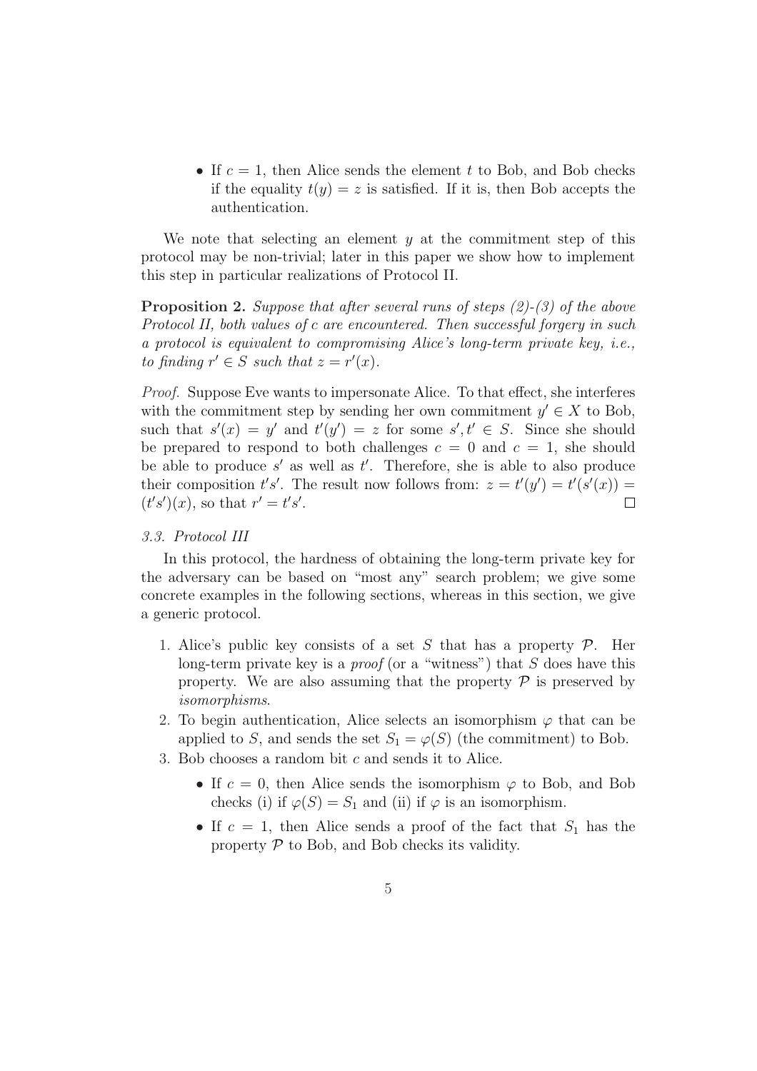- If $c = 1$, then Alice sends the element $t$ to Bob, and Bob checks if the equality $t(y) = z$ is satisfied. If it is, then Bob accepts the authentication.

We note that selecting an element $y$ at the commitment step of this protocol may be non-trivial; later in this paper we show how to implement this step in particular realizations of Protocol II.

**Proposition 2.** *Suppose that after several runs of steps (2)-(3) of the above Protocol II, both values of $c$ are encountered. Then successful forgery in such a protocol is equivalent to compromising Alice's long-term private key, i.e., to finding $r' \in S$ such that $z = r'(x)$.*

*Proof.* Suppose Eve wants to impersonate Alice. To that effect, she interferes with the commitment step by sending her own commitment $y' \in X$ to Bob, such that $s'(x) = y'$ and $t'(y') = z$ for some $s', t' \in S$. Since she should be prepared to respond to both challenges $c = 0$ and $c = 1$, she should be able to produce $s'$ as well as $t'$. Therefore, she is able to also produce their composition $t's'$. The result now follows from: $z = t'(y') = t'(s'(x)) = (t's')(x)$, so that $r' = t's'$. □

*3.3. Protocol III*

In this protocol, the hardness of obtaining the long-term private key for the adversary can be based on "most any" search problem; we give some concrete examples in the following sections, whereas in this section, we give a generic protocol.

1. Alice's public key consists of a set $S$ that has a property $\mathcal{P}$. Her long-term private key is a *proof* (or a "witness") that $S$ does have this property. We are also assuming that the property $\mathcal{P}$ is preserved by *isomorphisms*.
2. To begin authentication, Alice selects an isomorphism $\varphi$ that can be applied to $S$, and sends the set $S_1 = \varphi(S)$ (the commitment) to Bob.
3. Bob chooses a random bit $c$ and sends it to Alice.
   - If $c = 0$, then Alice sends the isomorphism $\varphi$ to Bob, and Bob checks (i) if $\varphi(S) = S_1$ and (ii) if $\varphi$ is an isomorphism.
   - If $c = 1$, then Alice sends a proof of the fact that $S_1$ has the property $\mathcal{P}$ to Bob, and Bob checks its validity.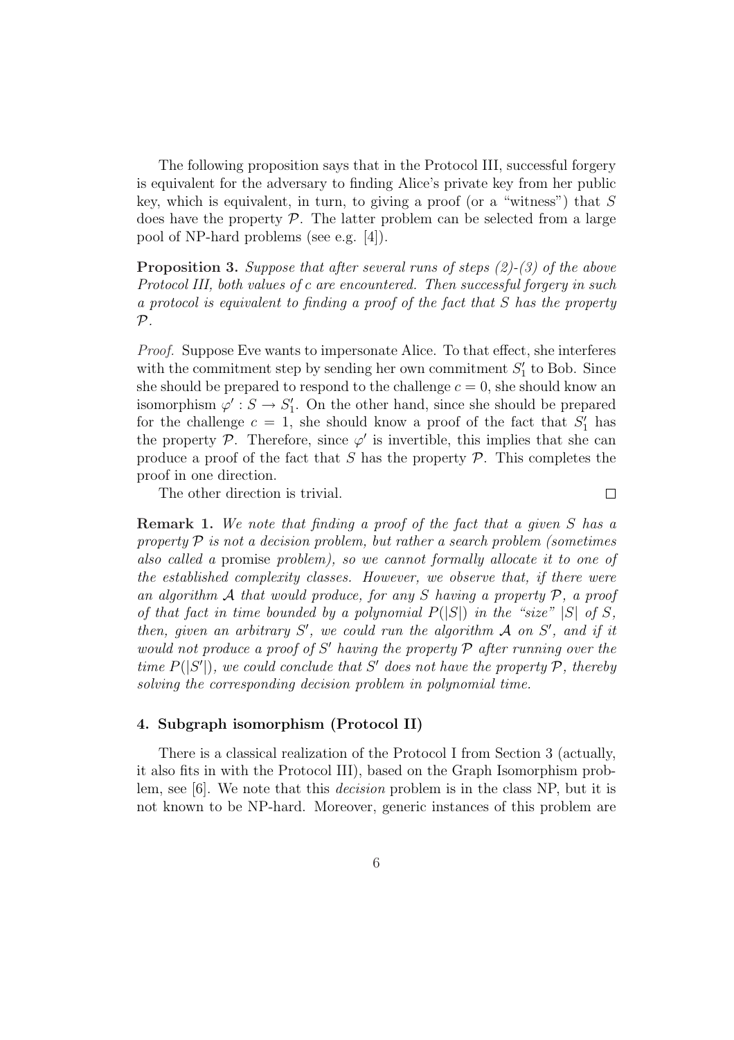The following proposition says that in the Protocol III, successful forgery is equivalent for the adversary to finding Alice's private key from her public key, which is equivalent, in turn, to giving a proof (or a "witness") that $S$ does have the property $\mathcal{P}$. The latter problem can be selected from a large pool of NP-hard problems (see e.g. [4]).

**Proposition 3.** *Suppose that after several runs of steps (2)-(3) of the above Protocol III, both values of $c$ are encountered. Then successful forgery in such a protocol is equivalent to finding a proof of the fact that $S$ has the property $\mathcal{P}$.*

*Proof.* Suppose Eve wants to impersonate Alice. To that effect, she interferes with the commitment step by sending her own commitment $S_1'$ to Bob. Since she should be prepared to respond to the challenge $c = 0$, she should know an isomorphism $\varphi' : S \to S_1'$. On the other hand, since she should be prepared for the challenge $c = 1$, she should know a proof of the fact that $S_1'$ has the property $\mathcal{P}$. Therefore, since $\varphi'$ is invertible, this implies that she can produce a proof of the fact that $S$ has the property $\mathcal{P}$. This completes the proof in one direction.

The other direction is trivial. □

**Remark 1.** *We note that finding a proof of the fact that a given $S$ has a property $\mathcal{P}$ is not a decision problem, but rather a search problem (sometimes also called a* promise *problem), so we cannot formally allocate it to one of the established complexity classes. However, we observe that, if there were an algorithm $\mathcal{A}$ that would produce, for any $S$ having a property $\mathcal{P}$, a proof of that fact in time bounded by a polynomial $P(|S|)$ in the "size" $|S|$ of $S$, then, given an arbitrary $S'$, we could run the algorithm $\mathcal{A}$ on $S'$, and if it would not produce a proof of $S'$ having the property $\mathcal{P}$ after running over the time $P(|S'|)$, we could conclude that $S'$ does not have the property $\mathcal{P}$, thereby solving the corresponding decision problem in polynomial time.*

### 4. Subgraph isomorphism (Protocol II)

There is a classical realization of the Protocol I from Section 3 (actually, it also fits in with the Protocol III), based on the Graph Isomorphism problem, see [6]. We note that this *decision* problem is in the class NP, but it is not known to be NP-hard. Moreover, generic instances of this problem are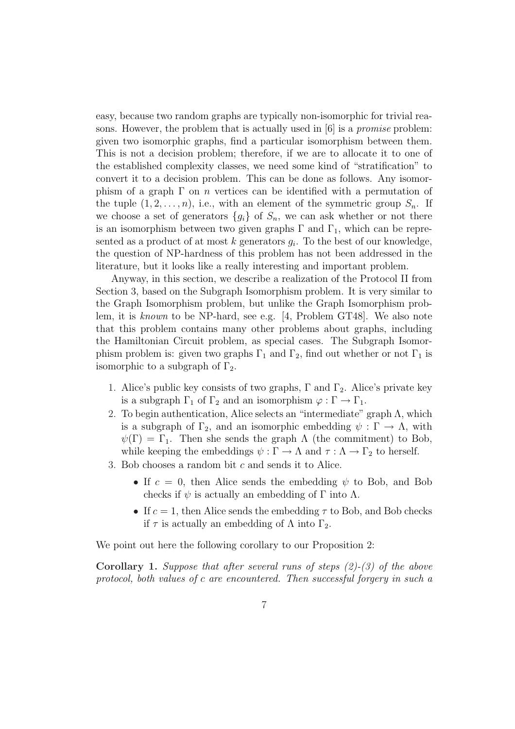easy, because two random graphs are typically non-isomorphic for trivial reasons. However, the problem that is actually used in [6] is a *promise* problem: given two isomorphic graphs, find a particular isomorphism between them. This is not a decision problem; therefore, if we are to allocate it to one of the established complexity classes, we need some kind of "stratification" to convert it to a decision problem. This can be done as follows. Any isomorphism of a graph $\Gamma$ on $n$ vertices can be identified with a permutation of the tuple $(1, 2, \ldots, n)$, i.e., with an element of the symmetric group $S_n$. If we choose a set of generators $\{g_i\}$ of $S_n$, we can ask whether or not there is an isomorphism between two given graphs $\Gamma$ and $\Gamma_1$, which can be represented as a product of at most $k$ generators $g_i$. To the best of our knowledge, the question of NP-hardness of this problem has not been addressed in the literature, but it looks like a really interesting and important problem.

Anyway, in this section, we describe a realization of the Protocol II from Section 3, based on the Subgraph Isomorphism problem. It is very similar to the Graph Isomorphism problem, but unlike the Graph Isomorphism problem, it is *known* to be NP-hard, see e.g. [4, Problem GT48]. We also note that this problem contains many other problems about graphs, including the Hamiltonian Circuit problem, as special cases. The Subgraph Isomorphism problem is: given two graphs $\Gamma_1$ and $\Gamma_2$, find out whether or not $\Gamma_1$ is isomorphic to a subgraph of $\Gamma_2$.

1. Alice's public key consists of two graphs, $\Gamma$ and $\Gamma_2$. Alice's private key is a subgraph $\Gamma_1$ of $\Gamma_2$ and an isomorphism $\varphi : \Gamma \to \Gamma_1$.
2. To begin authentication, Alice selects an "intermediate" graph $\Lambda$, which is a subgraph of $\Gamma_2$, and an isomorphic embedding $\psi : \Gamma \to \Lambda$, with $\psi(\Gamma) = \Gamma_1$. Then she sends the graph $\Lambda$ (the commitment) to Bob, while keeping the embeddings $\psi : \Gamma \to \Lambda$ and $\tau : \Lambda \to \Gamma_2$ to herself.
3. Bob chooses a random bit $c$ and sends it to Alice.
   - If $c = 0$, then Alice sends the embedding $\psi$ to Bob, and Bob checks if $\psi$ is actually an embedding of $\Gamma$ into $\Lambda$.
   - If $c = 1$, then Alice sends the embedding $\tau$ to Bob, and Bob checks if $\tau$ is actually an embedding of $\Lambda$ into $\Gamma_2$.

We point out here the following corollary to our Proposition 2:

**Corollary 1.** *Suppose that after several runs of steps (2)-(3) of the above protocol, both values of c are encountered. Then successful forgery in such a*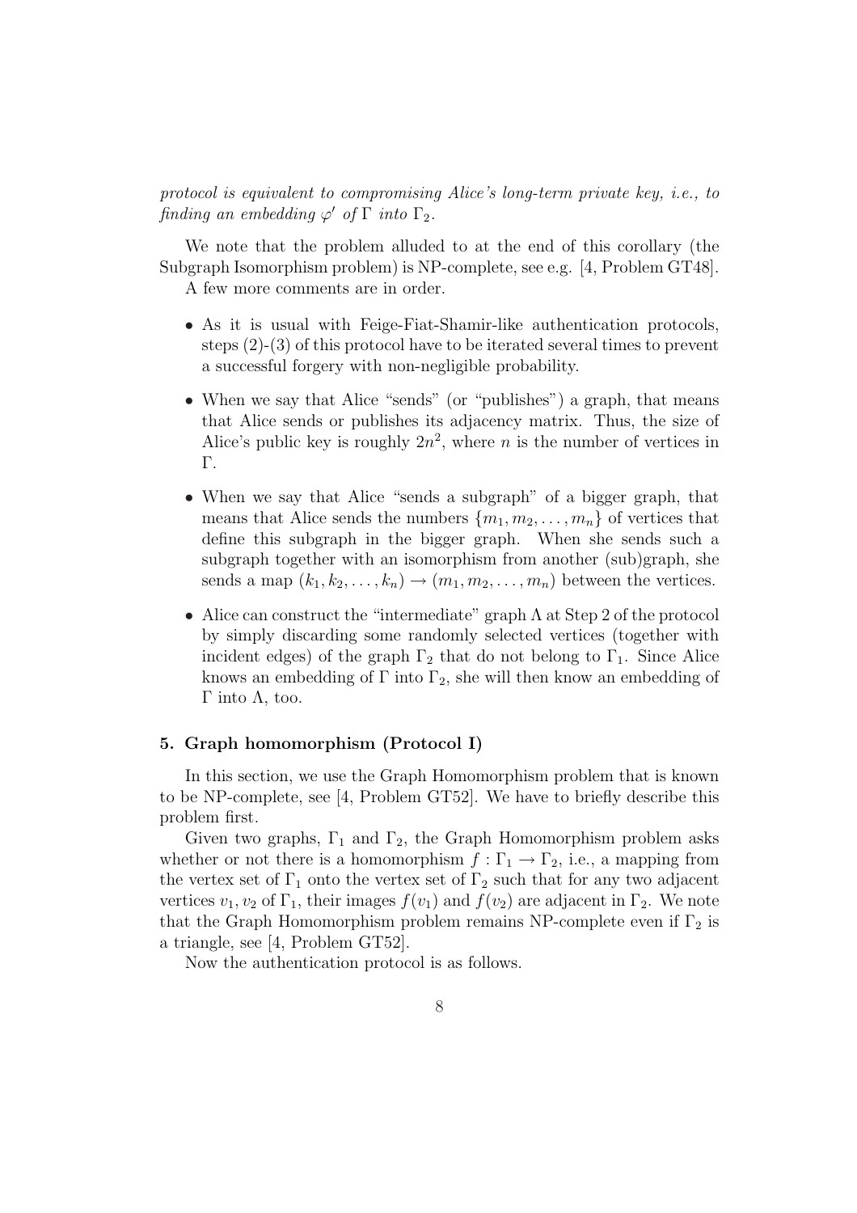*protocol is equivalent to compromising Alice's long-term private key, i.e., to finding an embedding $\varphi'$ of $\Gamma$ into $\Gamma_2$.*

We note that the problem alluded to at the end of this corollary (the Subgraph Isomorphism problem) is NP-complete, see e.g. [4, Problem GT48].

A few more comments are in order.

- As it is usual with Feige-Fiat-Shamir-like authentication protocols, steps (2)-(3) of this protocol have to be iterated several times to prevent a successful forgery with non-negligible probability.
- When we say that Alice "sends" (or "publishes") a graph, that means that Alice sends or publishes its adjacency matrix. Thus, the size of Alice's public key is roughly $2n^2$, where $n$ is the number of vertices in $\Gamma$.
- When we say that Alice "sends a subgraph" of a bigger graph, that means that Alice sends the numbers $\{m_1, m_2, \ldots, m_n\}$ of vertices that define this subgraph in the bigger graph. When she sends such a subgraph together with an isomorphism from another (sub)graph, she sends a map $(k_1, k_2, \ldots, k_n) \to (m_1, m_2, \ldots, m_n)$ between the vertices.
- Alice can construct the "intermediate" graph $\Lambda$ at Step 2 of the protocol by simply discarding some randomly selected vertices (together with incident edges) of the graph $\Gamma_2$ that do not belong to $\Gamma_1$. Since Alice knows an embedding of $\Gamma$ into $\Gamma_2$, she will then know an embedding of $\Gamma$ into $\Lambda$, too.

### 5. Graph homomorphism (Protocol I)

In this section, we use the Graph Homomorphism problem that is known to be NP-complete, see [4, Problem GT52]. We have to briefly describe this problem first.

Given two graphs, $\Gamma_1$ and $\Gamma_2$, the Graph Homomorphism problem asks whether or not there is a homomorphism $f : \Gamma_1 \to \Gamma_2$, i.e., a mapping from the vertex set of $\Gamma_1$ onto the vertex set of $\Gamma_2$ such that for any two adjacent vertices $v_1, v_2$ of $\Gamma_1$, their images $f(v_1)$ and $f(v_2)$ are adjacent in $\Gamma_2$. We note that the Graph Homomorphism problem remains NP-complete even if $\Gamma_2$ is a triangle, see [4, Problem GT52].

Now the authentication protocol is as follows.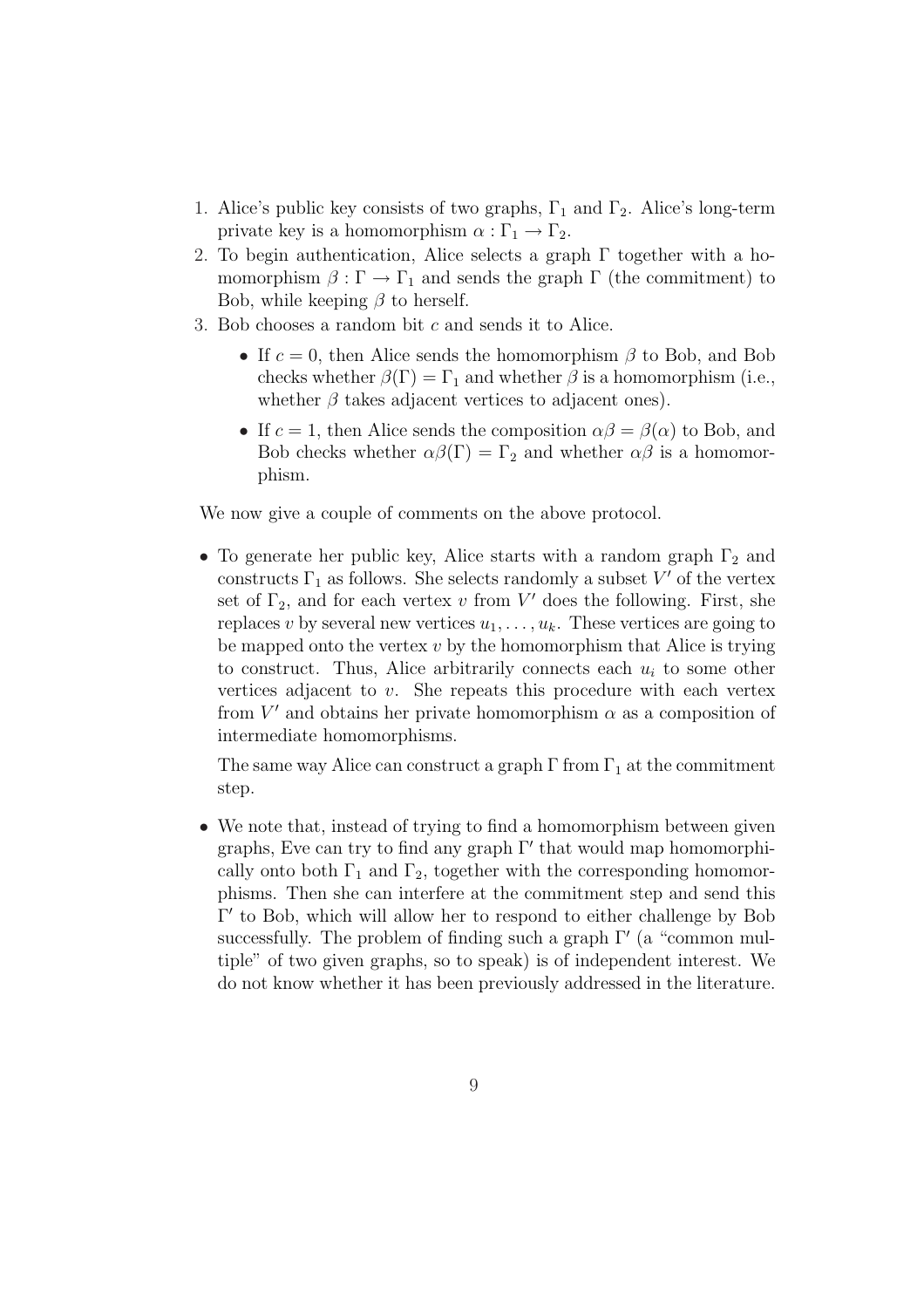1. Alice's public key consists of two graphs, $\Gamma_1$ and $\Gamma_2$. Alice's long-term private key is a homomorphism $\alpha : \Gamma_1 \to \Gamma_2$.
2. To begin authentication, Alice selects a graph $\Gamma$ together with a homomorphism $\beta : \Gamma \to \Gamma_1$ and sends the graph $\Gamma$ (the commitment) to Bob, while keeping $\beta$ to herself.
3. Bob chooses a random bit $c$ and sends it to Alice.
   - If $c = 0$, then Alice sends the homomorphism $\beta$ to Bob, and Bob checks whether $\beta(\Gamma) = \Gamma_1$ and whether $\beta$ is a homomorphism (i.e., whether $\beta$ takes adjacent vertices to adjacent ones).
   - If $c = 1$, then Alice sends the composition $\alpha\beta = \beta(\alpha)$ to Bob, and Bob checks whether $\alpha\beta(\Gamma) = \Gamma_2$ and whether $\alpha\beta$ is a homomorphism.

We now give a couple of comments on the above protocol.

- To generate her public key, Alice starts with a random graph $\Gamma_2$ and constructs $\Gamma_1$ as follows. She selects randomly a subset $V'$ of the vertex set of $\Gamma_2$, and for each vertex $v$ from $V'$ does the following. First, she replaces $v$ by several new vertices $u_1, \ldots, u_k$. These vertices are going to be mapped onto the vertex $v$ by the homomorphism that Alice is trying to construct. Thus, Alice arbitrarily connects each $u_i$ to some other vertices adjacent to $v$. She repeats this procedure with each vertex from $V'$ and obtains her private homomorphism $\alpha$ as a composition of intermediate homomorphisms.

  The same way Alice can construct a graph $\Gamma$ from $\Gamma_1$ at the commitment step.

- We note that, instead of trying to find a homomorphism between given graphs, Eve can try to find any graph $\Gamma'$ that would map homomorphically onto both $\Gamma_1$ and $\Gamma_2$, together with the corresponding homomorphisms. Then she can interfere at the commitment step and send this $\Gamma'$ to Bob, which will allow her to respond to either challenge by Bob successfully. The problem of finding such a graph $\Gamma'$ (a "common multiple" of two given graphs, so to speak) is of independent interest. We do not know whether it has been previously addressed in the literature.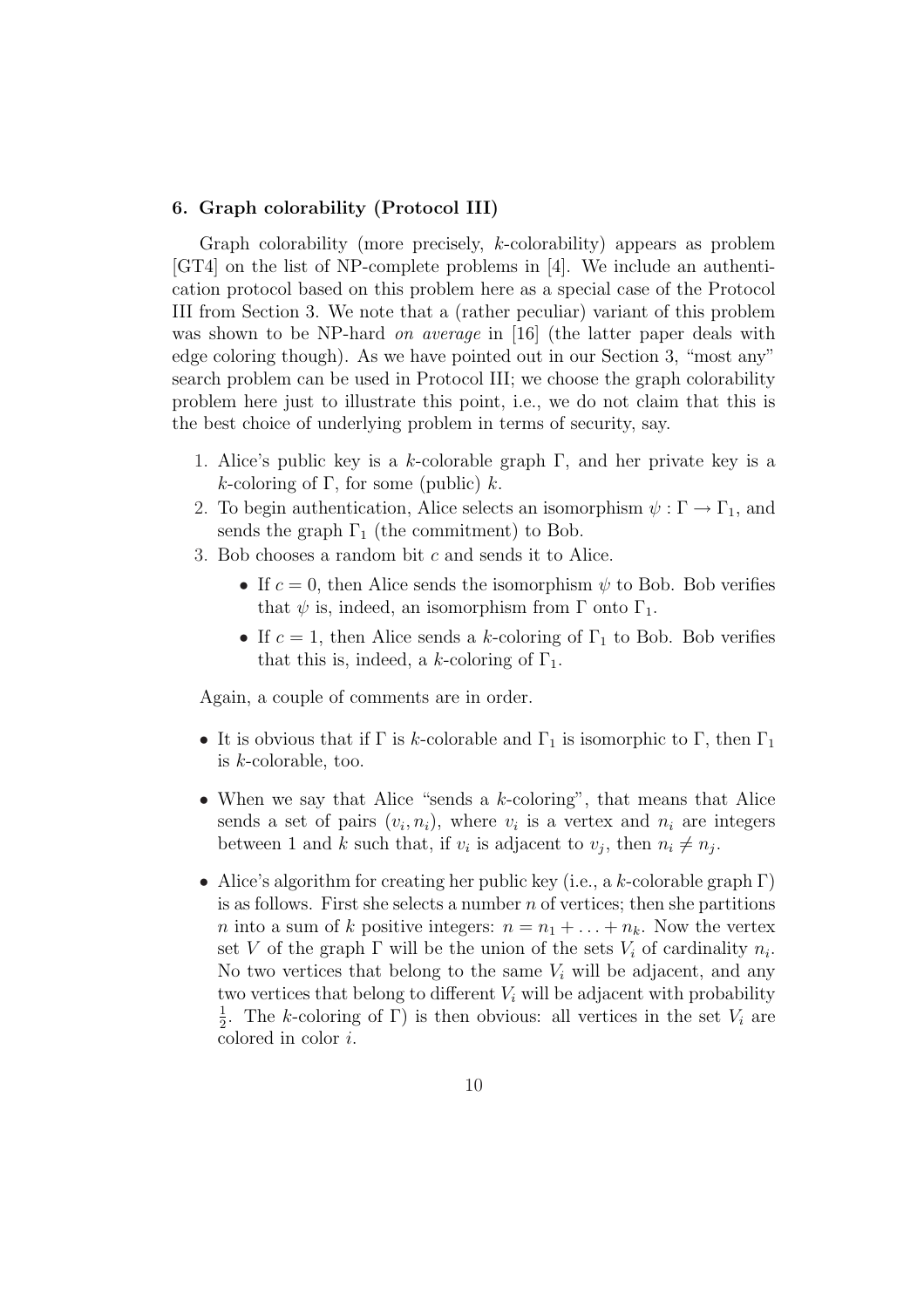### 6. Graph colorability (Protocol III)

Graph colorability (more precisely, $k$-colorability) appears as problem [GT4] on the list of NP-complete problems in [4]. We include an authentication protocol based on this problem here as a special case of the Protocol III from Section 3. We note that a (rather peculiar) variant of this problem was shown to be NP-hard *on average* in [16] (the latter paper deals with edge coloring though). As we have pointed out in our Section 3, "most any" search problem can be used in Protocol III; we choose the graph colorability problem here just to illustrate this point, i.e., we do not claim that this is the best choice of underlying problem in terms of security, say.

1. Alice's public key is a $k$-colorable graph $\Gamma$, and her private key is a $k$-coloring of $\Gamma$, for some (public) $k$.
2. To begin authentication, Alice selects an isomorphism $\psi : \Gamma \to \Gamma_1$, and sends the graph $\Gamma_1$ (the commitment) to Bob.
3. Bob chooses a random bit $c$ and sends it to Alice.
   - If $c = 0$, then Alice sends the isomorphism $\psi$ to Bob. Bob verifies that $\psi$ is, indeed, an isomorphism from $\Gamma$ onto $\Gamma_1$.
   - If $c = 1$, then Alice sends a $k$-coloring of $\Gamma_1$ to Bob. Bob verifies that this is, indeed, a $k$-coloring of $\Gamma_1$.

Again, a couple of comments are in order.

- It is obvious that if $\Gamma$ is $k$-colorable and $\Gamma_1$ is isomorphic to $\Gamma$, then $\Gamma_1$ is $k$-colorable, too.
- When we say that Alice "sends a $k$-coloring", that means that Alice sends a set of pairs $(v_i, n_i)$, where $v_i$ is a vertex and $n_i$ are integers between 1 and $k$ such that, if $v_i$ is adjacent to $v_j$, then $n_i \neq n_j$.
- Alice's algorithm for creating her public key (i.e., a $k$-colorable graph $\Gamma$) is as follows. First she selects a number $n$ of vertices; then she partitions $n$ into a sum of $k$ positive integers: $n = n_1 + \ldots + n_k$. Now the vertex set $V$ of the graph $\Gamma$ will be the union of the sets $V_i$ of cardinality $n_i$. No two vertices that belong to the same $V_i$ will be adjacent, and any two vertices that belong to different $V_i$ will be adjacent with probability $\frac{1}{2}$. The $k$-coloring of $\Gamma$) is then obvious: all vertices in the set $V_i$ are colored in color $i$.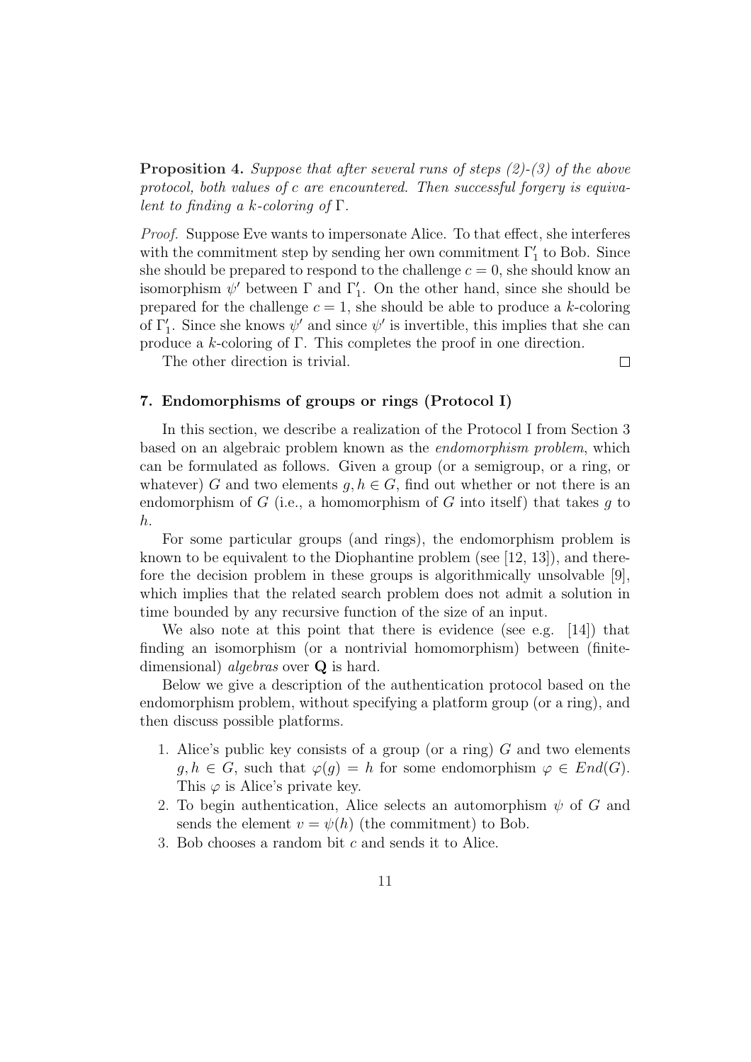**Proposition 4.** *Suppose that after several runs of steps (2)-(3) of the above protocol, both values of c are encountered. Then successful forgery is equivalent to finding a k-coloring of* $\Gamma$*.*

*Proof.* Suppose Eve wants to impersonate Alice. To that effect, she interferes with the commitment step by sending her own commitment $\Gamma_1'$ to Bob. Since she should be prepared to respond to the challenge $c = 0$, she should know an isomorphism $\psi'$ between $\Gamma$ and $\Gamma_1'$. On the other hand, since she should be prepared for the challenge $c = 1$, she should be able to produce a $k$-coloring of $\Gamma_1'$. Since she knows $\psi'$ and since $\psi'$ is invertible, this implies that she can produce a $k$-coloring of $\Gamma$. This completes the proof in one direction.

The other direction is trivial. □

### 7. Endomorphisms of groups or rings (Protocol I)

In this section, we describe a realization of the Protocol I from Section 3 based on an algebraic problem known as the *endomorphism problem*, which can be formulated as follows. Given a group (or a semigroup, or a ring, or whatever) $G$ and two elements $g, h \in G$, find out whether or not there is an endomorphism of $G$ (i.e., a homomorphism of $G$ into itself) that takes $g$ to $h$.

For some particular groups (and rings), the endomorphism problem is known to be equivalent to the Diophantine problem (see [12, 13]), and therefore the decision problem in these groups is algorithmically unsolvable [9], which implies that the related search problem does not admit a solution in time bounded by any recursive function of the size of an input.

We also note at this point that there is evidence (see e.g. [14]) that finding an isomorphism (or a nontrivial homomorphism) between (finite-dimensional) *algebras* over $\mathbf{Q}$ is hard.

Below we give a description of the authentication protocol based on the endomorphism problem, without specifying a platform group (or a ring), and then discuss possible platforms.

1. Alice's public key consists of a group (or a ring) $G$ and two elements $g, h \in G$, such that $\varphi(g) = h$ for some endomorphism $\varphi \in End(G)$. This $\varphi$ is Alice's private key.
2. To begin authentication, Alice selects an automorphism $\psi$ of $G$ and sends the element $v = \psi(h)$ (the commitment) to Bob.
3. Bob chooses a random bit $c$ and sends it to Alice.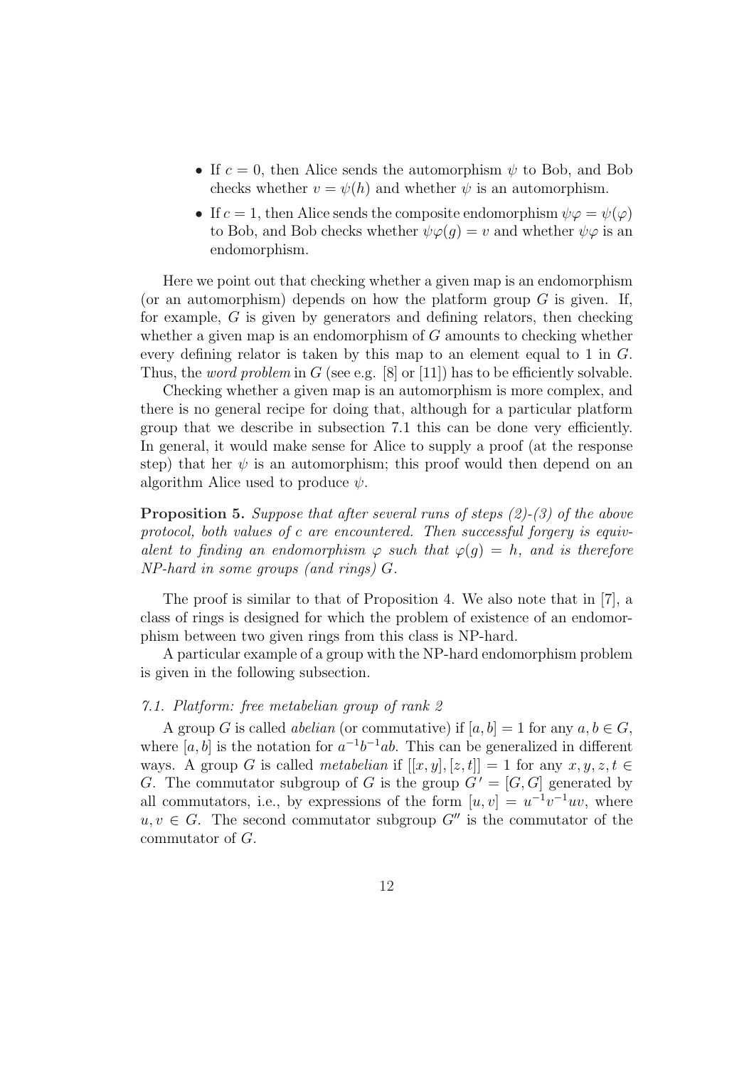- If $c = 0$, then Alice sends the automorphism $\psi$ to Bob, and Bob checks whether $v = \psi(h)$ and whether $\psi$ is an automorphism.
- If $c = 1$, then Alice sends the composite endomorphism $\psi\varphi = \psi(\varphi)$ to Bob, and Bob checks whether $\psi\varphi(g) = v$ and whether $\psi\varphi$ is an endomorphism.

Here we point out that checking whether a given map is an endomorphism (or an automorphism) depends on how the platform group $G$ is given. If, for example, $G$ is given by generators and defining relators, then checking whether a given map is an endomorphism of $G$ amounts to checking whether every defining relator is taken by this map to an element equal to 1 in $G$. Thus, the *word problem* in $G$ (see e.g. [8] or [11]) has to be efficiently solvable.

Checking whether a given map is an automorphism is more complex, and there is no general recipe for doing that, although for a particular platform group that we describe in subsection 7.1 this can be done very efficiently. In general, it would make sense for Alice to supply a proof (at the response step) that her $\psi$ is an automorphism; this proof would then depend on an algorithm Alice used to produce $\psi$.

**Proposition 5.** *Suppose that after several runs of steps (2)-(3) of the above protocol, both values of $c$ are encountered. Then successful forgery is equivalent to finding an endomorphism $\varphi$ such that $\varphi(g) = h$, and is therefore NP-hard in some groups (and rings) $G$.*

The proof is similar to that of Proposition 4. We also note that in [7], a class of rings is designed for which the problem of existence of an endomorphism between two given rings from this class is NP-hard.

A particular example of a group with the NP-hard endomorphism problem is given in the following subsection.

### *7.1. Platform: free metabelian group of rank 2*

A group $G$ is called *abelian* (or commutative) if $[a, b] = 1$ for any $a, b \in G$, where $[a, b]$ is the notation for $a^{-1}b^{-1}ab$. This can be generalized in different ways. A group $G$ is called *metabelian* if $[[x, y], [z, t]] = 1$ for any $x, y, z, t \in G$. The commutator subgroup of $G$ is the group $G' = [G, G]$ generated by all commutators, i.e., by expressions of the form $[u, v] = u^{-1}v^{-1}uv$, where $u, v \in G$. The second commutator subgroup $G''$ is the commutator of the commutator of $G$.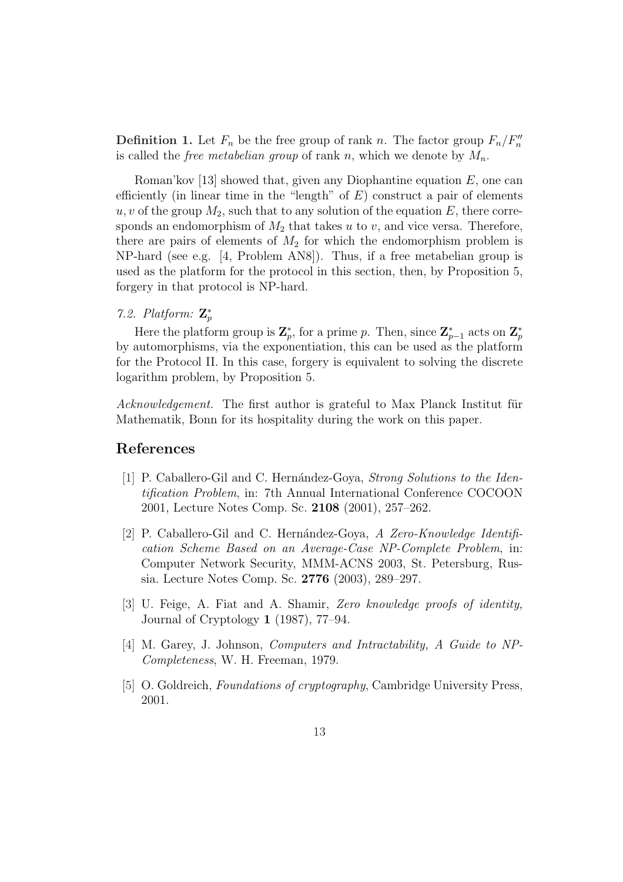**Definition 1.** Let $F_n$ be the free group of rank $n$. The factor group $F_n/F_n''$ is called the *free metabelian group* of rank $n$, which we denote by $M_n$.

Roman'kov [13] showed that, given any Diophantine equation $E$, one can efficiently (in linear time in the "length" of $E$) construct a pair of elements $u, v$ of the group $M_2$, such that to any solution of the equation $E$, there corresponds an endomorphism of $M_2$ that takes $u$ to $v$, and vice versa. Therefore, there are pairs of elements of $M_2$ for which the endomorphism problem is NP-hard (see e.g. [4, Problem AN8]). Thus, if a free metabelian group is used as the platform for the protocol in this section, then, by Proposition 5, forgery in that protocol is NP-hard.

### *7.2. Platform:* $\mathbf{Z}_p^*$

Here the platform group is $\mathbf{Z}_p^*$, for a prime $p$. Then, since $\mathbf{Z}_{p-1}^*$ acts on $\mathbf{Z}_p^*$ by automorphisms, via the exponentiation, this can be used as the platform for the Protocol II. In this case, forgery is equivalent to solving the discrete logarithm problem, by Proposition 5.

*Acknowledgement.* The first author is grateful to Max Planck Institut für Mathematik, Bonn for its hospitality during the work on this paper.

## References

[1] P. Caballero-Gil and C. Hernández-Goya, *Strong Solutions to the Identification Problem*, in: 7th Annual International Conference COCOON 2001, Lecture Notes Comp. Sc. **2108** (2001), 257–262.

[2] P. Caballero-Gil and C. Hernández-Goya, *A Zero-Knowledge Identification Scheme Based on an Average-Case NP-Complete Problem*, in: Computer Network Security, MMM-ACNS 2003, St. Petersburg, Russia. Lecture Notes Comp. Sc. **2776** (2003), 289–297.

[3] U. Feige, A. Fiat and A. Shamir, *Zero knowledge proofs of identity,* Journal of Cryptology **1** (1987), 77–94.

[4] M. Garey, J. Johnson, *Computers and Intractability, A Guide to NP-Completeness*, W. H. Freeman, 1979.

[5] O. Goldreich, *Foundations of cryptography*, Cambridge University Press, 2001.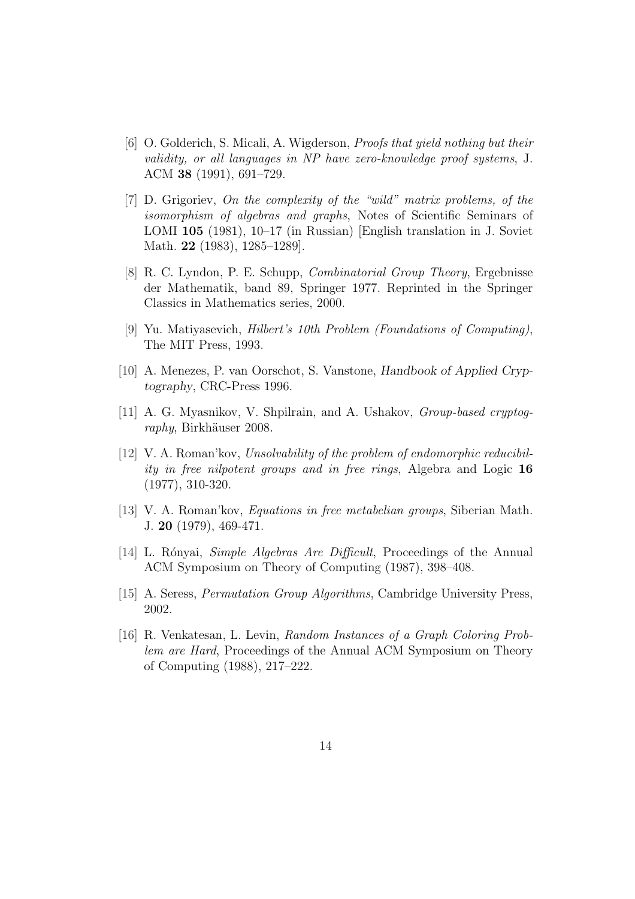[6] O. Golderich, S. Micali, A. Wigderson, *Proofs that yield nothing but their validity, or all languages in NP have zero-knowledge proof systems*, J. ACM **38** (1991), 691–729.

[7] D. Grigoriev, *On the complexity of the "wild" matrix problems, of the isomorphism of algebras and graphs*, Notes of Scientific Seminars of LOMI **105** (1981), 10–17 (in Russian) [English translation in J. Soviet Math. **22** (1983), 1285–1289].

[8] R. C. Lyndon, P. E. Schupp, *Combinatorial Group Theory*, Ergebnisse der Mathematik, band 89, Springer 1977. Reprinted in the Springer Classics in Mathematics series, 2000.

[9] Yu. Matiyasevich, *Hilbert's 10th Problem (Foundations of Computing)*, The MIT Press, 1993.

[10] A. Menezes, P. van Oorschot, S. Vanstone, *Handbook of Applied Cryptography*, CRC-Press 1996.

[11] A. G. Myasnikov, V. Shpilrain, and A. Ushakov, *Group-based cryptography*, Birkhäuser 2008.

[12] V. A. Roman'kov, *Unsolvability of the problem of endomorphic reducibility in free nilpotent groups and in free rings*, Algebra and Logic **16** (1977), 310-320.

[13] V. A. Roman'kov, *Equations in free metabelian groups*, Siberian Math. J. **20** (1979), 469-471.

[14] L. Rónyai, *Simple Algebras Are Difficult*, Proceedings of the Annual ACM Symposium on Theory of Computing (1987), 398–408.

[15] A. Seress, *Permutation Group Algorithms*, Cambridge University Press, 2002.

[16] R. Venkatesan, L. Levin, *Random Instances of a Graph Coloring Problem are Hard*, Proceedings of the Annual ACM Symposium on Theory of Computing (1988), 217–222.